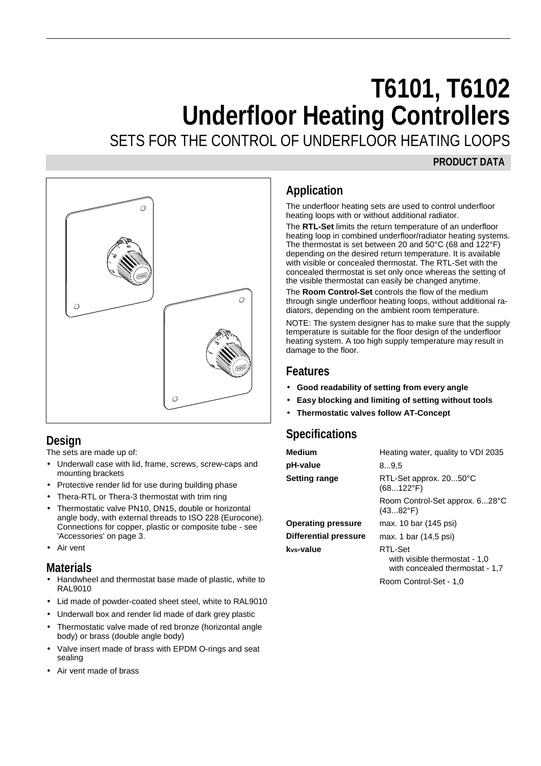# T6101, T6102
# Underfloor Heating Controllers

SETS FOR THE CONTROL OF UNDERFLOOR HEATING LOOPS

**PRODUCT DATA**

## Design

The sets are made up of:

- Underwall case with lid, frame, screws, screw-caps and mounting brackets
- Protective render lid for use during building phase
- Thera-RTL or Thera-3 thermostat with trim ring
- Thermostatic valve PN10, DN15, double or horizontal angle body, with external threads to ISO 228 (Eurocone). Connections for copper, plastic or composite tube - see 'Accessories' on page 3.
- Air vent

## Materials

- Handwheel and thermostat base made of plastic, white to RAL9010
- Lid made of powder-coated sheet steel, white to RAL9010
- Underwall box and render lid made of dark grey plastic
- Thermostatic valve made of red bronze (horizontal angle body) or brass (double angle body)
- Valve insert made of brass with EPDM O-rings and seat sealing
- Air vent made of brass

## Application

The underfloor heating sets are used to control underfloor heating loops with or without additional radiator.

The **RTL-Set** limits the return temperature of an underfloor heating loop in combined underfloor/radiator heating systems. The thermostat is set between 20 and 50°C (68 and 122°F) depending on the desired return temperature. It is available with visible or concealed thermostat. The RTL-Set with the concealed thermostat is set only once whereas the setting of the visible thermostat can easily be changed anytime.

The **Room Control-Set** controls the flow of the medium through single underfloor heating loops, without additional radiators, depending on the ambient room temperature.

NOTE: The system designer has to make sure that the supply temperature is suitable for the floor design of the underfloor heating system. A too high supply temperature may result in damage to the floor.

## Features

- **Good readability of setting from every angle**
- **Easy blocking and limiting of setting without tools**
- **Thermostatic valves follow AT-Concept**

## Specifications

| | |
|---|---|
| **Medium** | Heating water, quality to VDI 2035 |
| **pH-value** | 8...9,5 |
| **Setting range** | RTL-Set approx. 20...50°C (68...122°F) |
| | Room Control-Set approx. 6...28°C (43...82°F) |
| **Operating pressure** | max. 10 bar (145 psi) |
| **Differential pressure** | max. 1 bar (14,5 psi) |
| **$k_{vs}$-value** | RTL-Set<br>with visible thermostat - 1,0<br>with concealed thermostat - 1,7 |
| | Room Control-Set - 1,0 |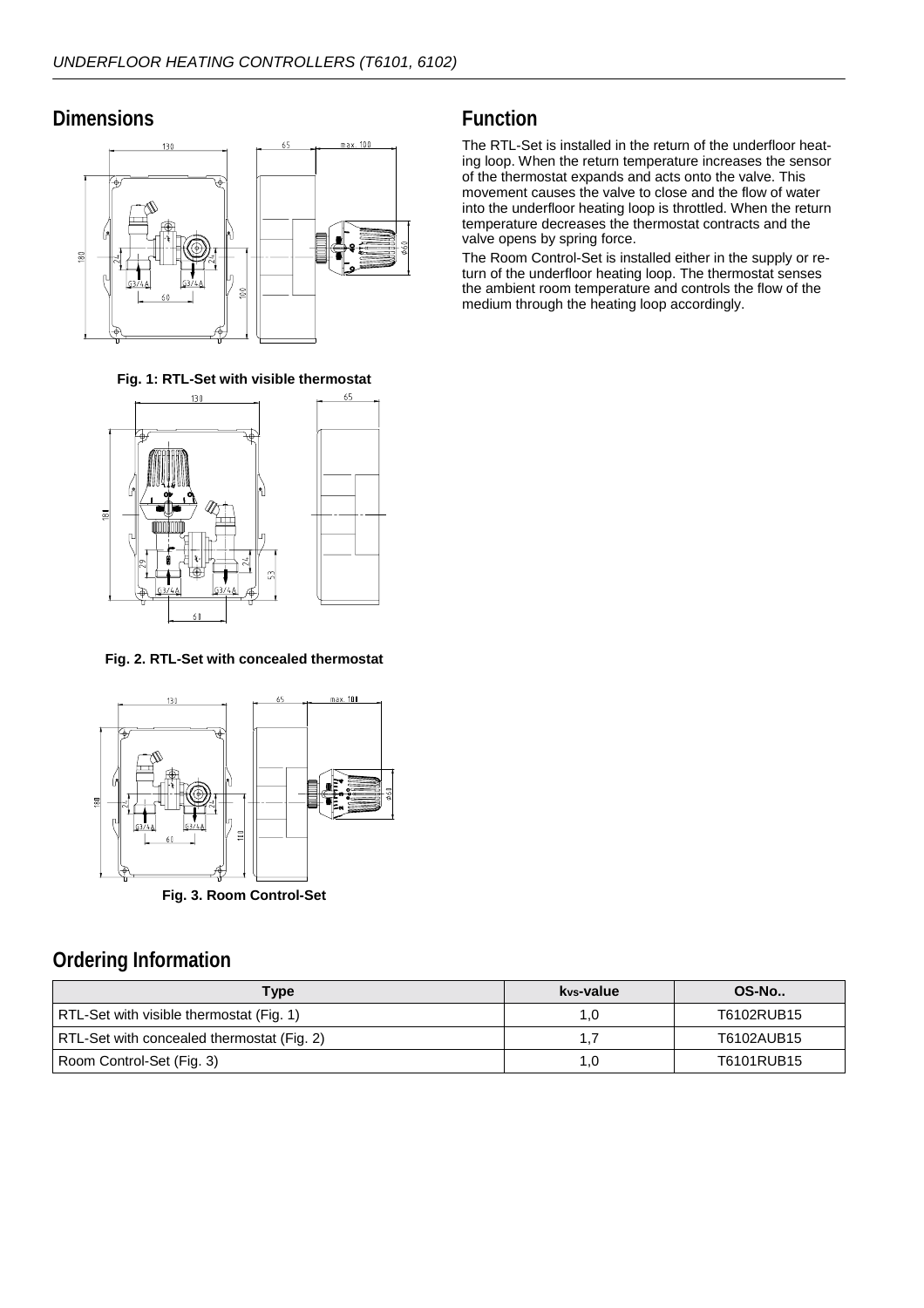## Dimensions

Fig. 1: RTL-Set with visible thermostat

Fig. 2. RTL-Set with concealed thermostat

Fig. 3. Room Control-Set

## Function

The RTL-Set is installed in the return of the underfloor heating loop. When the return temperature increases the sensor of the thermostat expands and acts onto the valve. This movement causes the valve to close and the flow of water into the underfloor heating loop is throttled. When the return temperature decreases the thermostat contracts and the valve opens by spring force.

The Room Control-Set is installed either in the supply or return of the underfloor heating loop. The thermostat senses the ambient room temperature and controls the flow of the medium through the heating loop accordingly.

## Ordering Information

| Type | $k_{vs}$-value | OS-No.. |
|---|---|---|
| RTL-Set with visible thermostat (Fig. 1) | 1,0 | T6102RUB15 |
| RTL-Set with concealed thermostat (Fig. 2) | 1,7 | T6102AUB15 |
| Room Control-Set (Fig. 3) | 1,0 | T6101RUB15 |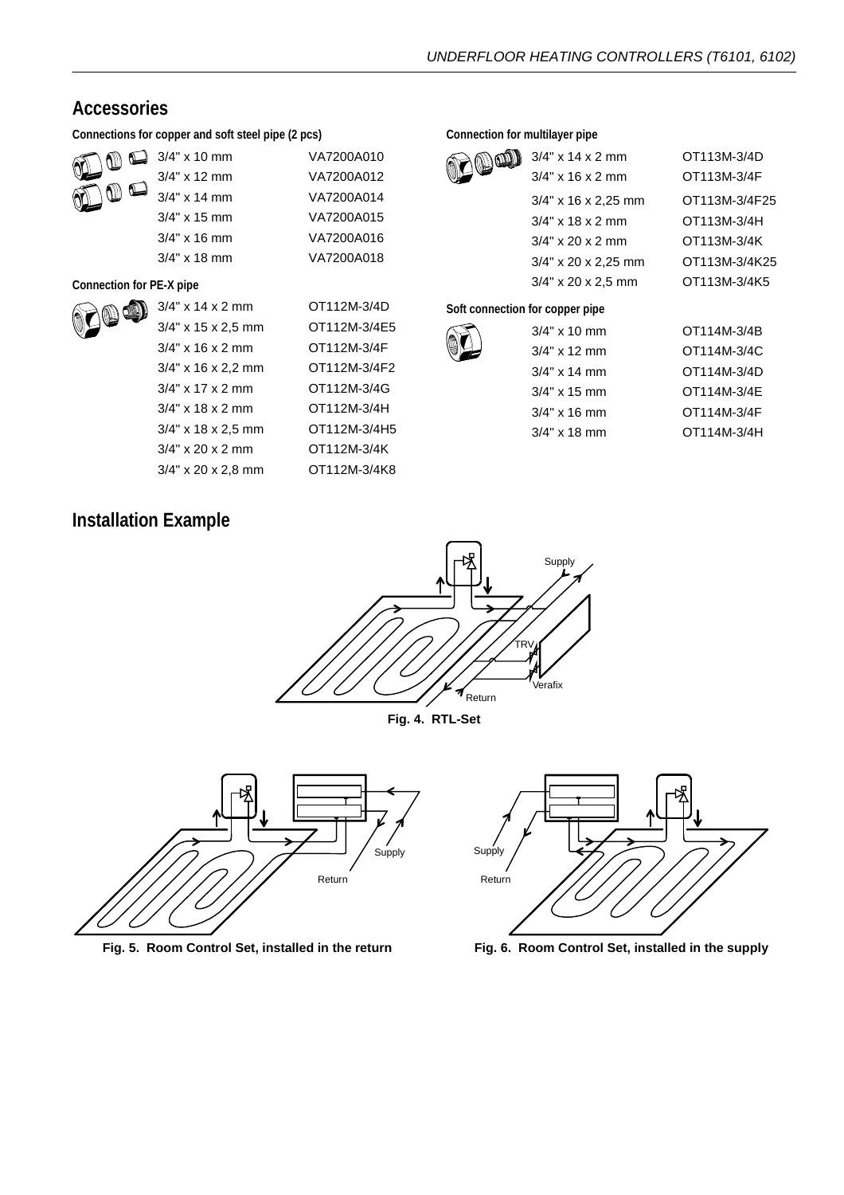## Accessories

**Connections for copper and soft steel pipe (2 pcs)**

| | |
|---|---|
| 3/4" x 10 mm | VA7200A010 |
| 3/4" x 12 mm | VA7200A012 |
| 3/4" x 14 mm | VA7200A014 |
| 3/4" x 15 mm | VA7200A015 |
| 3/4" x 16 mm | VA7200A016 |
| 3/4" x 18 mm | VA7200A018 |

**Connection for PE-X pipe**

| | |
|---|---|
| 3/4" x 14 x 2 mm | OT112M-3/4D |
| 3/4" x 15 x 2,5 mm | OT112M-3/4E5 |
| 3/4" x 16 x 2 mm | OT112M-3/4F |
| 3/4" x 16 x 2,2 mm | OT112M-3/4F2 |
| 3/4" x 17 x 2 mm | OT112M-3/4G |
| 3/4" x 18 x 2 mm | OT112M-3/4H |
| 3/4" x 18 x 2,5 mm | OT112M-3/4H5 |
| 3/4" x 20 x 2 mm | OT112M-3/4K |
| 3/4" x 20 x 2,8 mm | OT112M-3/4K8 |

**Connection for multilayer pipe**

| | |
|---|---|
| 3/4" x 14 x 2 mm | OT113M-3/4D |
| 3/4" x 16 x 2 mm | OT113M-3/4F |
| 3/4" x 16 x 2,25 mm | OT113M-3/4F25 |
| 3/4" x 18 x 2 mm | OT113M-3/4H |
| 3/4" x 20 x 2 mm | OT113M-3/4K |
| 3/4" x 20 x 2,25 mm | OT113M-3/4K25 |
| 3/4" x 20 x 2,5 mm | OT113M-3/4K5 |

**Soft connection for copper pipe**

| | |
|---|---|
| 3/4" x 10 mm | OT114M-3/4B |
| 3/4" x 12 mm | OT114M-3/4C |
| 3/4" x 14 mm | OT114M-3/4D |
| 3/4" x 15 mm | OT114M-3/4E |
| 3/4" x 16 mm | OT114M-3/4F |
| 3/4" x 18 mm | OT114M-3/4H |

## Installation Example

**Fig. 4. RTL-Set**

**Fig. 5. Room Control Set, installed in the return**

**Fig. 6. Room Control Set, installed in the supply**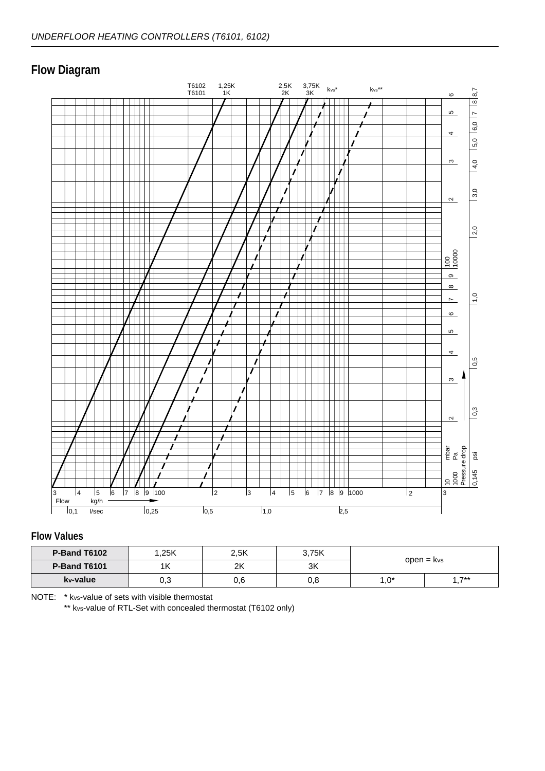## Flow Diagram

T6102 1,25K 2,5K 3,75K $k_{vs}$* $k_{vs}$**

T6101 1K 2K 3K

mbar: 6 5 4 3 2 100 9 8 7 6 5 4 3 2 10

Pa: 10000 1000

Pressure drop

psi: 8,7 8 7 6,0 5,0 4,0 3,0 2,0 1,0 0,5 0,3 0,145

Flow kg/h: 3 4 5 6 7 8 9 100 2 3 4 5 6 7 8 9 1000 2 3

l/sec: 0,1 0,25 0,5 1,0 2,5

## Flow Values

| P-Band T6102 | 1,25K | 2,5K | 3,75K | open = $k_{vs}$ | |
|---|---|---|---|---|---|
| **P-Band T6101** | 1K | 2K | 3K | | |
| **$k_v$-value** | 0,3 | 0,6 | 0,8 | 1,0* | 1,7** |

NOTE: * $k_{vs}$-value of sets with visible thermostat

** $k_{vs}$-value of RTL-Set with concealed thermostat (T6102 only)